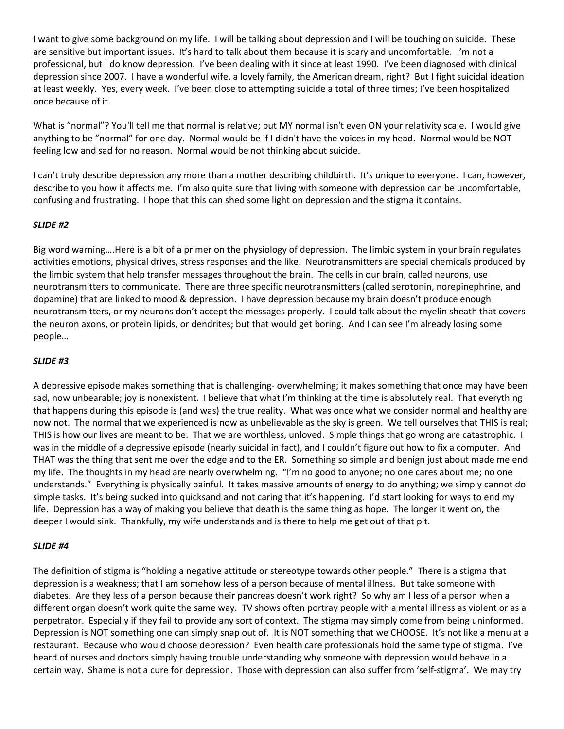I want to give some background on my life. I will be talking about depression and I will be touching on suicide. These are sensitive but important issues. It's hard to talk about them because it is scary and uncomfortable. I'm not a professional, but I do know depression. I've been dealing with it since at least 1990. I've been diagnosed with clinical depression since 2007. I have a wonderful wife, a lovely family, the American dream, right? But I fight suicidal ideation at least weekly. Yes, every week. I've been close to attempting suicide a total of three times; I've been hospitalized once because of it.

What is "normal"? You'll tell me that normal is relative; but MY normal isn't even ON your relativity scale. I would give anything to be "normal" for one day. Normal would be if I didn't have the voices in my head. Normal would be NOT feeling low and sad for no reason. Normal would be not thinking about suicide.

I can't truly describe depression any more than a mother describing childbirth. It's unique to everyone. I can, however, describe to you how it affects me. I'm also quite sure that living with someone with depression can be uncomfortable, confusing and frustrating. I hope that this can shed some light on depression and the stigma it contains.

***SLIDE #2***

Big word warning….Here is a bit of a primer on the physiology of depression. The limbic system in your brain regulates activities emotions, physical drives, stress responses and the like. Neurotransmitters are special chemicals produced by the limbic system that help transfer messages throughout the brain. The cells in our brain, called neurons, use neurotransmitters to communicate. There are three specific neurotransmitters (called serotonin, norepinephrine, and dopamine) that are linked to mood & depression. I have depression because my brain doesn't produce enough neurotransmitters, or my neurons don't accept the messages properly. I could talk about the myelin sheath that covers the neuron axons, or protein lipids, or dendrites; but that would get boring. And I can see I'm already losing some people…

***SLIDE #3***

A depressive episode makes something that is challenging- overwhelming; it makes something that once may have been sad, now unbearable; joy is nonexistent. I believe that what I'm thinking at the time is absolutely real. That everything that happens during this episode is (and was) the true reality. What was once what we consider normal and healthy are now not. The normal that we experienced is now as unbelievable as the sky is green. We tell ourselves that THIS is real; THIS is how our lives are meant to be. That we are worthless, unloved. Simple things that go wrong are catastrophic. I was in the middle of a depressive episode (nearly suicidal in fact), and I couldn't figure out how to fix a computer. And THAT was the thing that sent me over the edge and to the ER. Something so simple and benign just about made me end my life. The thoughts in my head are nearly overwhelming. "I'm no good to anyone; no one cares about me; no one understands." Everything is physically painful. It takes massive amounts of energy to do anything; we simply cannot do simple tasks. It's being sucked into quicksand and not caring that it's happening. I'd start looking for ways to end my life. Depression has a way of making you believe that death is the same thing as hope. The longer it went on, the deeper I would sink. Thankfully, my wife understands and is there to help me get out of that pit.

***SLIDE #4***

The definition of stigma is "holding a negative attitude or stereotype towards other people." There is a stigma that depression is a weakness; that I am somehow less of a person because of mental illness. But take someone with diabetes. Are they less of a person because their pancreas doesn't work right? So why am I less of a person when a different organ doesn't work quite the same way. TV shows often portray people with a mental illness as violent or as a perpetrator. Especially if they fail to provide any sort of context. The stigma may simply come from being uninformed. Depression is NOT something one can simply snap out of. It is NOT something that we CHOOSE. It's not like a menu at a restaurant. Because who would choose depression? Even health care professionals hold the same type of stigma. I've heard of nurses and doctors simply having trouble understanding why someone with depression would behave in a certain way. Shame is not a cure for depression. Those with depression can also suffer from 'self-stigma'. We may try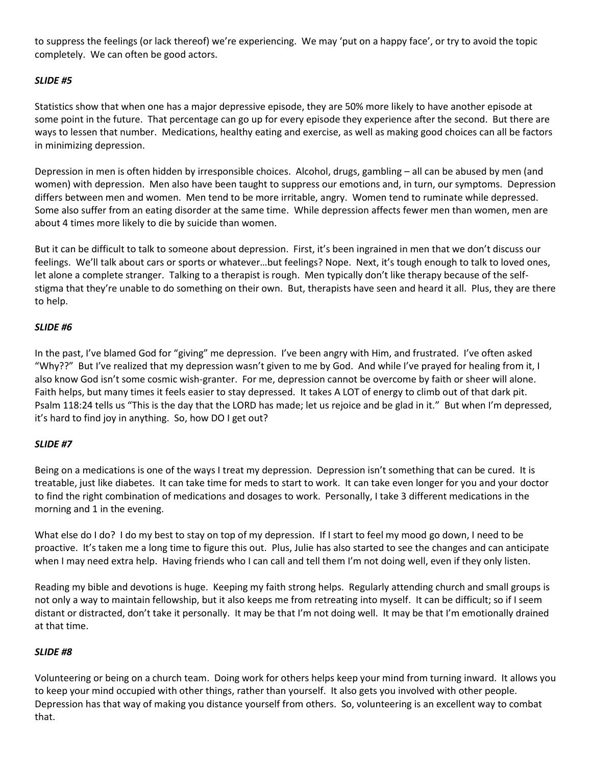to suppress the feelings (or lack thereof) we're experiencing. We may 'put on a happy face', or try to avoid the topic completely. We can often be good actors.

***SLIDE #5***

Statistics show that when one has a major depressive episode, they are 50% more likely to have another episode at some point in the future. That percentage can go up for every episode they experience after the second. But there are ways to lessen that number. Medications, healthy eating and exercise, as well as making good choices can all be factors in minimizing depression.

Depression in men is often hidden by irresponsible choices. Alcohol, drugs, gambling – all can be abused by men (and women) with depression. Men also have been taught to suppress our emotions and, in turn, our symptoms. Depression differs between men and women. Men tend to be more irritable, angry. Women tend to ruminate while depressed. Some also suffer from an eating disorder at the same time. While depression affects fewer men than women, men are about 4 times more likely to die by suicide than women.

But it can be difficult to talk to someone about depression. First, it's been ingrained in men that we don't discuss our feelings. We'll talk about cars or sports or whatever…but feelings? Nope. Next, it's tough enough to talk to loved ones, let alone a complete stranger. Talking to a therapist is rough. Men typically don't like therapy because of the self-stigma that they're unable to do something on their own. But, therapists have seen and heard it all. Plus, they are there to help.

***SLIDE #6***

In the past, I've blamed God for "giving" me depression. I've been angry with Him, and frustrated. I've often asked "Why??" But I've realized that my depression wasn't given to me by God. And while I've prayed for healing from it, I also know God isn't some cosmic wish-granter. For me, depression cannot be overcome by faith or sheer will alone. Faith helps, but many times it feels easier to stay depressed. It takes A LOT of energy to climb out of that dark pit. Psalm 118:24 tells us "This is the day that the LORD has made; let us rejoice and be glad in it." But when I'm depressed, it's hard to find joy in anything. So, how DO I get out?

***SLIDE #7***

Being on a medications is one of the ways I treat my depression. Depression isn't something that can be cured. It is treatable, just like diabetes. It can take time for meds to start to work. It can take even longer for you and your doctor to find the right combination of medications and dosages to work. Personally, I take 3 different medications in the morning and 1 in the evening.

What else do I do? I do my best to stay on top of my depression. If I start to feel my mood go down, I need to be proactive. It's taken me a long time to figure this out. Plus, Julie has also started to see the changes and can anticipate when I may need extra help. Having friends who I can call and tell them I'm not doing well, even if they only listen.

Reading my bible and devotions is huge. Keeping my faith strong helps. Regularly attending church and small groups is not only a way to maintain fellowship, but it also keeps me from retreating into myself. It can be difficult; so if I seem distant or distracted, don't take it personally. It may be that I'm not doing well. It may be that I'm emotionally drained at that time.

***SLIDE #8***

Volunteering or being on a church team. Doing work for others helps keep your mind from turning inward. It allows you to keep your mind occupied with other things, rather than yourself. It also gets you involved with other people. Depression has that way of making you distance yourself from others. So, volunteering is an excellent way to combat that.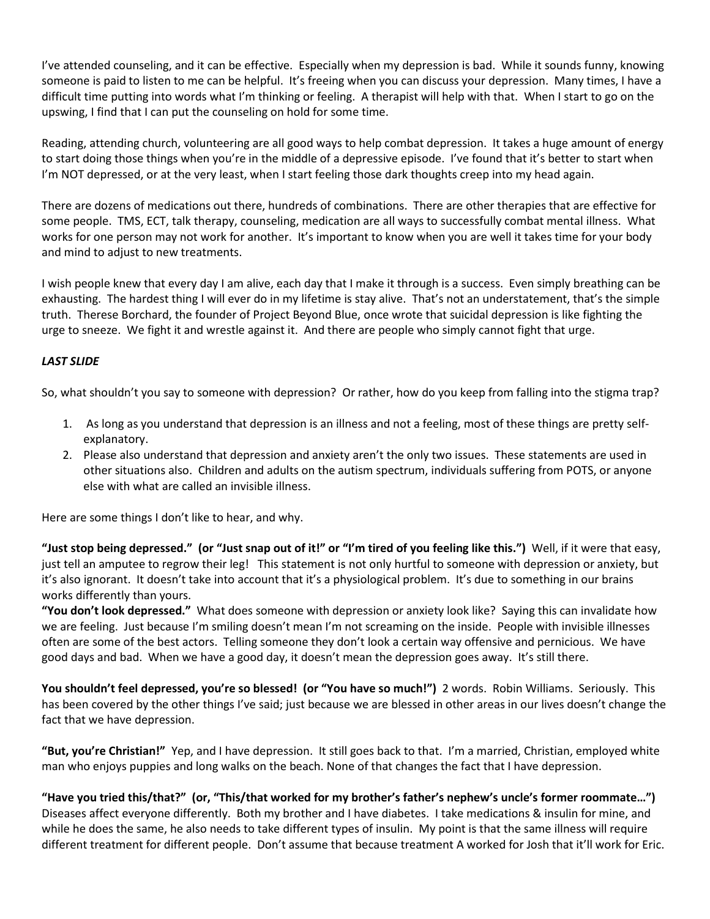I've attended counseling, and it can be effective. Especially when my depression is bad. While it sounds funny, knowing someone is paid to listen to me can be helpful. It's freeing when you can discuss your depression. Many times, I have a difficult time putting into words what I'm thinking or feeling. A therapist will help with that. When I start to go on the upswing, I find that I can put the counseling on hold for some time.

Reading, attending church, volunteering are all good ways to help combat depression. It takes a huge amount of energy to start doing those things when you're in the middle of a depressive episode. I've found that it's better to start when I'm NOT depressed, or at the very least, when I start feeling those dark thoughts creep into my head again.

There are dozens of medications out there, hundreds of combinations. There are other therapies that are effective for some people. TMS, ECT, talk therapy, counseling, medication are all ways to successfully combat mental illness. What works for one person may not work for another. It's important to know when you are well it takes time for your body and mind to adjust to new treatments.

I wish people knew that every day I am alive, each day that I make it through is a success. Even simply breathing can be exhausting. The hardest thing I will ever do in my lifetime is stay alive. That's not an understatement, that's the simple truth. Therese Borchard, the founder of Project Beyond Blue, once wrote that suicidal depression is like fighting the urge to sneeze. We fight it and wrestle against it. And there are people who simply cannot fight that urge.

***LAST SLIDE***

So, what shouldn't you say to someone with depression? Or rather, how do you keep from falling into the stigma trap?

1. As long as you understand that depression is an illness and not a feeling, most of these things are pretty self-explanatory.
2. Please also understand that depression and anxiety aren't the only two issues. These statements are used in other situations also. Children and adults on the autism spectrum, individuals suffering from POTS, or anyone else with what are called an invisible illness.

Here are some things I don't like to hear, and why.

**"Just stop being depressed." (or "Just snap out of it!" or "I'm tired of you feeling like this.")** Well, if it were that easy, just tell an amputee to regrow their leg! This statement is not only hurtful to someone with depression or anxiety, but it's also ignorant. It doesn't take into account that it's a physiological problem. It's due to something in our brains works differently than yours.

**"You don't look depressed."** What does someone with depression or anxiety look like? Saying this can invalidate how we are feeling. Just because I'm smiling doesn't mean I'm not screaming on the inside. People with invisible illnesses often are some of the best actors. Telling someone they don't look a certain way offensive and pernicious. We have good days and bad. When we have a good day, it doesn't mean the depression goes away. It's still there.

**You shouldn't feel depressed, you're so blessed! (or "You have so much!")** 2 words. Robin Williams. Seriously. This has been covered by the other things I've said; just because we are blessed in other areas in our lives doesn't change the fact that we have depression.

**"But, you're Christian!"** Yep, and I have depression. It still goes back to that. I'm a married, Christian, employed white man who enjoys puppies and long walks on the beach. None of that changes the fact that I have depression.

**"Have you tried this/that?" (or, "This/that worked for my brother's father's nephew's uncle's former roommate…")** Diseases affect everyone differently. Both my brother and I have diabetes. I take medications & insulin for mine, and while he does the same, he also needs to take different types of insulin. My point is that the same illness will require different treatment for different people. Don't assume that because treatment A worked for Josh that it'll work for Eric.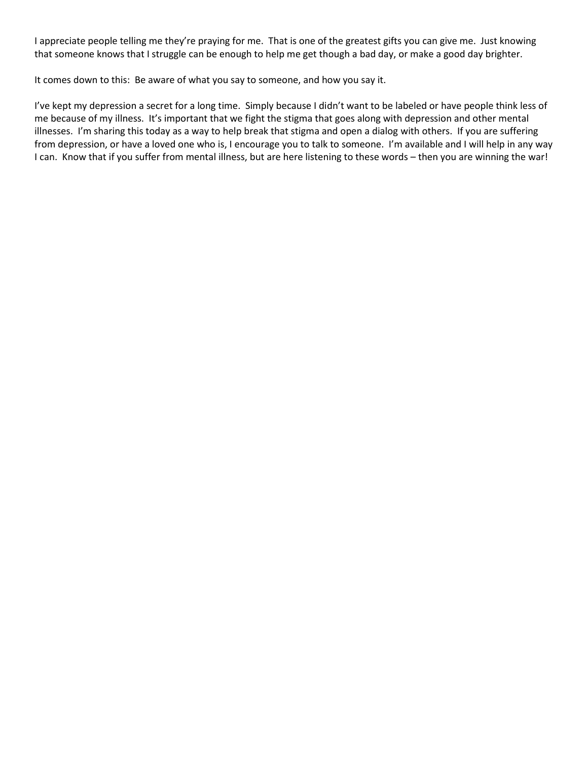I appreciate people telling me they're praying for me. That is one of the greatest gifts you can give me. Just knowing that someone knows that I struggle can be enough to help me get though a bad day, or make a good day brighter.

It comes down to this: Be aware of what you say to someone, and how you say it.

I've kept my depression a secret for a long time. Simply because I didn't want to be labeled or have people think less of me because of my illness. It's important that we fight the stigma that goes along with depression and other mental illnesses. I'm sharing this today as a way to help break that stigma and open a dialog with others. If you are suffering from depression, or have a loved one who is, I encourage you to talk to someone. I'm available and I will help in any way I can. Know that if you suffer from mental illness, but are here listening to these words – then you are winning the war!